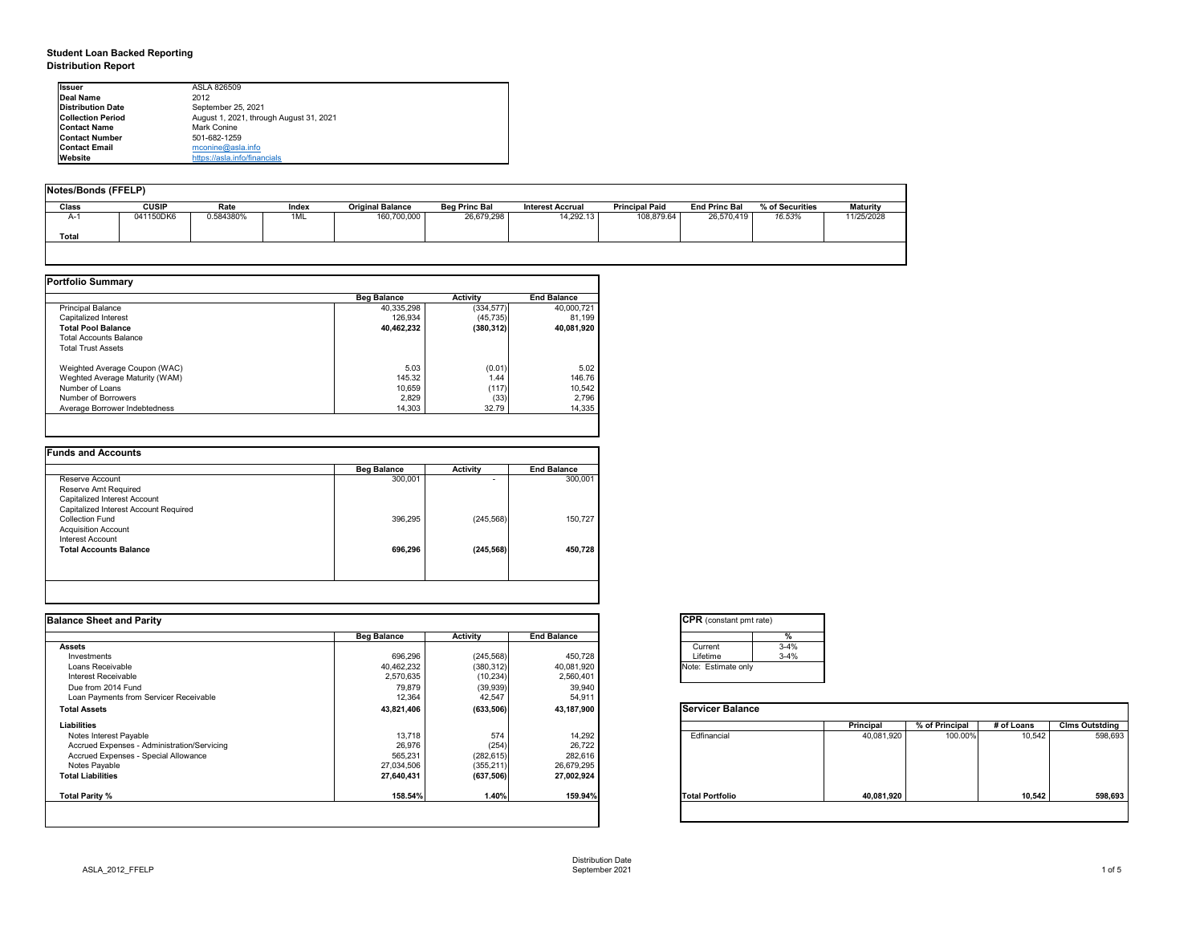**Student Loan Backed Reporting**
**Distribution Report**

| | |
|---|---|
| **Issuer** | ASLA 826509 |
| **Deal Name** | 2012 |
| **Distribution Date** | September 25, 2021 |
| **Collection Period** | August 1, 2021, through August 31, 2021 |
| **Contact Name** | Mark Conine |
| **Contact Number** | 501-682-1259 |
| **Contact Email** | mconine@asla.info |
| **Website** | https://asla.info/financials |

**Notes/Bonds (FFELP)**

| Class | CUSIP | Rate | Index | Original Balance | Beg Princ Bal | Interest Accrual | Principal Paid | End Princ Bal | % of Securities | Maturity |
|---|---|---|---|---|---|---|---|---|---|---|
| A-1 | 041150DK6 | 0.584380% | 1ML | 160,700,000 | 26,679,298 | 14,292.13 | 108,879.64 | 26,570,419 | *16.53%* | 11/25/2028 |
| **Total** | | | | | | | | | | |

**Portfolio Summary**

| | Beg Balance | Activity | End Balance |
|---|---|---|---|
| Principal Balance | 40,335,298 | (334,577) | 40,000,721 |
| Capitalized Interest | 126,934 | (45,735) | 81,199 |
| **Total Pool Balance** | **40,462,232** | **(380,312)** | **40,081,920** |
| Total Accounts Balance | | | |
| Total Trust Assets | | | |
| Weighted Average Coupon (WAC) | 5.03 | (0.01) | 5.02 |
| Weghted Average Maturity (WAM) | 145.32 | 1.44 | 146.76 |
| Number of Loans | 10,659 | (117) | 10,542 |
| Number of Borrowers | 2,829 | (33) | 2,796 |
| Average Borrower Indebtedness | 14,303 | 32.79 | 14,335 |

**Funds and Accounts**

| | Beg Balance | Activity | End Balance |
|---|---|---|---|
| Reserve Account | 300,001 | - | 300,001 |
| Reserve Amt Required | | | |
| Capitalized Interest Account | | | |
| Capitalized Interest Account Required | | | |
| Collection Fund | 396,295 | (245,568) | 150,727 |
| Acquisition Account | | | |
| Interest Account | | | |
| **Total Accounts Balance** | **696,296** | **(245,568)** | **450,728** |

**Balance Sheet and Parity**

| | Beg Balance | Activity | End Balance |
|---|---|---|---|
| **Assets** | | | |
| Investments | 696,296 | (245,568) | 450,728 |
| Loans Receivable | 40,462,232 | (380,312) | 40,081,920 |
| Interest Receivable | 2,570,635 | (10,234) | 2,560,401 |
| Due from 2014 Fund | 79,879 | (39,939) | 39,940 |
| Loan Payments from Servicer Receivable | 12,364 | 42,547 | 54,911 |
| **Total Assets** | **43,821,406** | **(633,506)** | **43,187,900** |
| **Liabilities** | | | |
| Notes Interest Payable | 13,718 | 574 | 14,292 |
| Accrued Expenses - Administration/Servicing | 26,976 | (254) | 26,722 |
| Accrued Expenses - Special Allowance | 565,231 | (282,615) | 282,616 |
| Notes Payable | 27,034,506 | (355,211) | 26,679,295 |
| **Total Liabilities** | **27,640,431** | **(637,506)** | **27,002,924** |
| **Total Parity %** | **158.54%** | **1.40%** | **159.94%** |

**CPR** (constant pmt rate)

| | % |
|---|---|
| Current | 3-4% |
| Lifetime | 3-4% |

Note: Estimate only

**Servicer Balance**

| | Principal | % of Principal | # of Loans | Clms Outstding |
|---|---|---|---|---|
| Edfinancial | 40,081,920 | 100.00% | 10,542 | 598,693 |
| **Total Portfolio** | **40,081,920** | | **10,542** | **598,693** |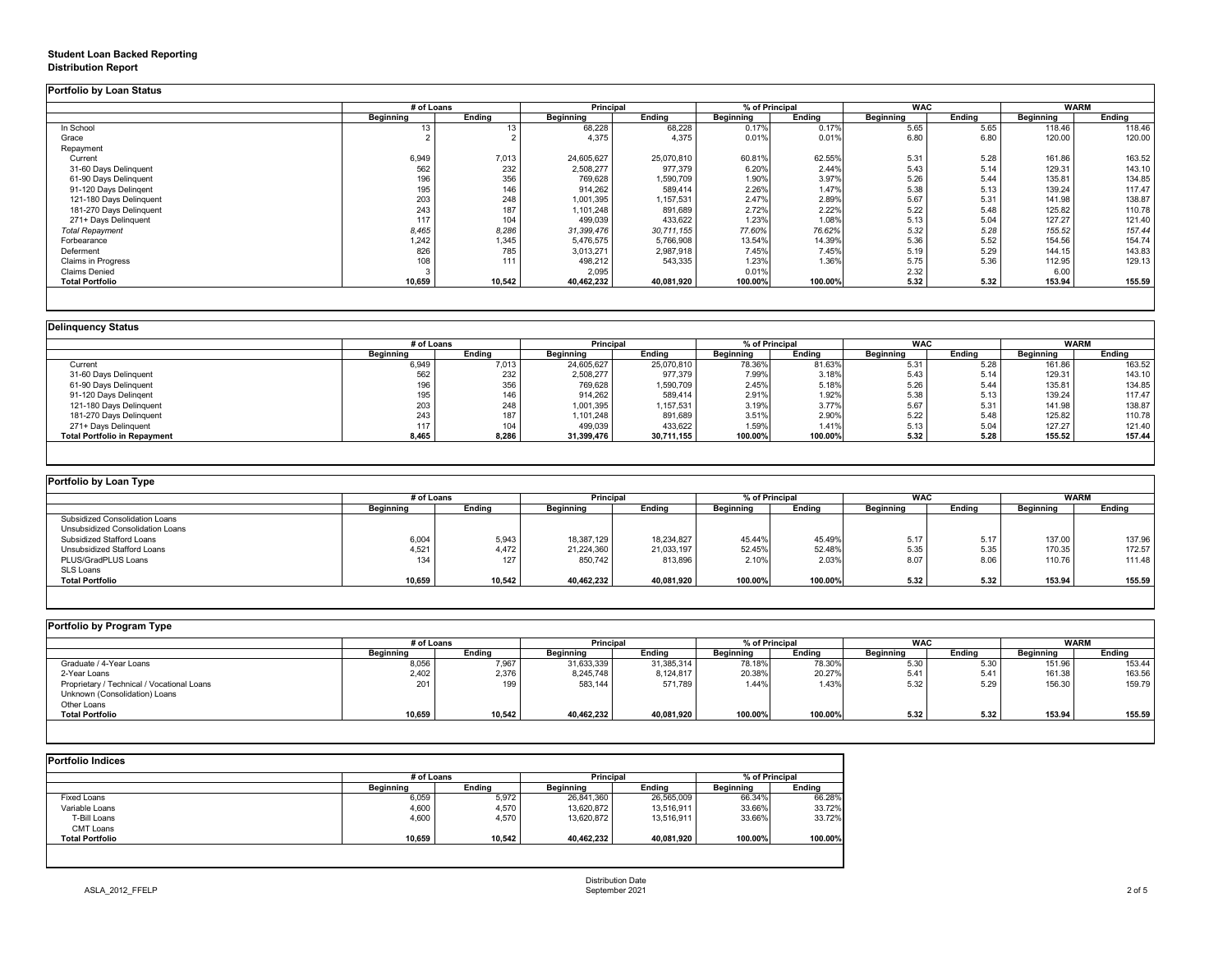**Student Loan Backed Reporting**
**Distribution Report**

## Portfolio by Loan Status

| | # of Loans | | Principal | | % of Principal | | WAC | | WARM | |
|---|---|---|---|---|---|---|---|---|---|---|
| | Beginning | Ending | Beginning | Ending | Beginning | Ending | Beginning | Ending | Beginning | Ending |
| In School | 13 | 13 | 68,228 | 68,228 | 0.17% | 0.17% | 5.65 | 5.65 | 118.46 | 118.46 |
| Grace | 2 | 2 | 4,375 | 4,375 | 0.01% | 0.01% | 6.80 | 6.80 | 120.00 | 120.00 |
| Repayment | | | | | | | | | | |
| Current | 6,949 | 7,013 | 24,605,627 | 25,070,810 | 60.81% | 62.55% | 5.31 | 5.28 | 161.86 | 163.52 |
| 31-60 Days Delinquent | 562 | 232 | 2,508,277 | 977,379 | 6.20% | 2.44% | 5.43 | 5.14 | 129.31 | 143.10 |
| 61-90 Days Delinquent | 196 | 356 | 769,628 | 1,590,709 | 1.90% | 3.97% | 5.26 | 5.44 | 135.81 | 134.85 |
| 91-120 Days Delingent | 195 | 146 | 914,262 | 589,414 | 2.26% | 1.47% | 5.38 | 5.13 | 139.24 | 117.47 |
| 121-180 Days Delinquent | 203 | 248 | 1,001,395 | 1,157,531 | 2.47% | 2.89% | 5.67 | 5.31 | 141.98 | 138.87 |
| 181-270 Days Delinquent | 243 | 187 | 1,101,248 | 891,689 | 2.72% | 2.22% | 5.22 | 5.48 | 125.82 | 110.78 |
| 271+ Days Delinquent | 117 | 104 | 499,039 | 433,622 | 1.23% | 1.08% | 5.13 | 5.04 | 127.27 | 121.40 |
| *Total Repayment* | *8,465* | *8,286* | *31,399,476* | *30,711,155* | *77.60%* | *76.62%* | *5.32* | *5.28* | *155.52* | *157.44* |
| Forbearance | 1,242 | 1,345 | 5,476,575 | 5,766,908 | 13.54% | 14.39% | 5.36 | 5.52 | 154.56 | 154.74 |
| Deferment | 826 | 785 | 3,013,271 | 2,987,918 | 7.45% | 7.45% | 5.19 | 5.29 | 144.15 | 143.83 |
| Claims in Progress | 108 | 111 | 498,212 | 543,335 | 1.23% | 1.36% | 5.75 | 5.36 | 112.95 | 129.13 |
| Claims Denied | 3 | | 2,095 | | 0.01% | | 2.32 | | 6.00 | |
| **Total Portfolio** | **10,659** | **10,542** | **40,462,232** | **40,081,920** | **100.00%** | **100.00%** | **5.32** | **5.32** | **153.94** | **155.59** |

## Delinquency Status

| | # of Loans | | Principal | | % of Principal | | WAC | | WARM | |
|---|---|---|---|---|---|---|---|---|---|---|
| | Beginning | Ending | Beginning | Ending | Beginning | Ending | Beginning | Ending | Beginning | Ending |
| Current | 6,949 | 7,013 | 24,605,627 | 25,070,810 | 78.36% | 81.63% | 5.31 | 5.28 | 161.86 | 163.52 |
| 31-60 Days Delinquent | 562 | 232 | 2,508,277 | 977,379 | 7.99% | 3.18% | 5.43 | 5.14 | 129.31 | 143.10 |
| 61-90 Days Delinquent | 196 | 356 | 769,628 | 1,590,709 | 2.45% | 5.18% | 5.26 | 5.44 | 135.81 | 134.85 |
| 91-120 Days Delingent | 195 | 146 | 914,262 | 589,414 | 2.91% | 1.92% | 5.38 | 5.13 | 139.24 | 117.47 |
| 121-180 Days Delinquent | 203 | 248 | 1,001,395 | 1,157,531 | 3.19% | 3.77% | 5.67 | 5.31 | 141.98 | 138.87 |
| 181-270 Days Delinquent | 243 | 187 | 1,101,248 | 891,689 | 3.51% | 2.90% | 5.22 | 5.48 | 125.82 | 110.78 |
| 271+ Days Delinquent | 117 | 104 | 499,039 | 433,622 | 1.59% | 1.41% | 5.13 | 5.04 | 127.27 | 121.40 |
| **Total Portfolio in Repayment** | **8,465** | **8,286** | **31,399,476** | **30,711,155** | **100.00%** | **100.00%** | **5.32** | **5.28** | **155.52** | **157.44** |

## Portfolio by Loan Type

| | # of Loans | | Principal | | % of Principal | | WAC | | WARM | |
|---|---|---|---|---|---|---|---|---|---|---|
| | Beginning | Ending | Beginning | Ending | Beginning | Ending | Beginning | Ending | Beginning | Ending |
| Subsidized Consolidation Loans | | | | | | | | | | |
| Unsubsidized Consolidation Loans | | | | | | | | | | |
| Subsidized Stafford Loans | 6,004 | 5,943 | 18,387,129 | 18,234,827 | 45.44% | 45.49% | 5.17 | 5.17 | 137.00 | 137.96 |
| Unsubsidized Stafford Loans | 4,521 | 4,472 | 21,224,360 | 21,033,197 | 52.45% | 52.48% | 5.35 | 5.35 | 170.35 | 172.57 |
| PLUS/GradPLUS Loans | 134 | 127 | 850,742 | 813,896 | 2.10% | 2.03% | 8.07 | 8.06 | 110.76 | 111.48 |
| SLS Loans | | | | | | | | | | |
| **Total Portfolio** | **10,659** | **10,542** | **40,462,232** | **40,081,920** | **100.00%** | **100.00%** | **5.32** | **5.32** | **153.94** | **155.59** |

## Portfolio by Program Type

| | # of Loans | | Principal | | % of Principal | | WAC | | WARM | |
|---|---|---|---|---|---|---|---|---|---|---|
| | Beginning | Ending | Beginning | Ending | Beginning | Ending | Beginning | Ending | Beginning | Ending |
| Graduate / 4-Year Loans | 8,056 | 7,967 | 31,633,339 | 31,385,314 | 78.18% | 78.30% | 5.30 | 5.30 | 151.96 | 153.44 |
| 2-Year Loans | 2,402 | 2,376 | 8,245,748 | 8,124,817 | 20.38% | 20.27% | 5.41 | 5.41 | 161.38 | 163.56 |
| Proprietary / Technical / Vocational Loans | 201 | 199 | 583,144 | 571,789 | 1.44% | 1.43% | 5.32 | 5.29 | 156.30 | 159.79 |
| Unknown (Consolidation) Loans | | | | | | | | | | |
| Other Loans | | | | | | | | | | |
| **Total Portfolio** | **10,659** | **10,542** | **40,462,232** | **40,081,920** | **100.00%** | **100.00%** | **5.32** | **5.32** | **153.94** | **155.59** |

## Portfolio Indices

| | # of Loans | | Principal | | % of Principal | |
|---|---|---|---|---|---|---|
| | Beginning | Ending | Beginning | Ending | Beginning | Ending |
| Fixed Loans | 6,059 | 5,972 | 26,841,360 | 26,565,009 | 66.34% | 66.28% |
| Variable Loans | 4,600 | 4,570 | 13,620,872 | 13,516,911 | 33.66% | 33.72% |
| T-Bill Loans | 4,600 | 4,570 | 13,620,872 | 13,516,911 | 33.66% | 33.72% |
| CMT Loans | | | | | | |
| **Total Portfolio** | **10,659** | **10,542** | **40,462,232** | **40,081,920** | **100.00%** | **100.00%** |

ASLA_2012_FFELP

Distribution Date
September 2021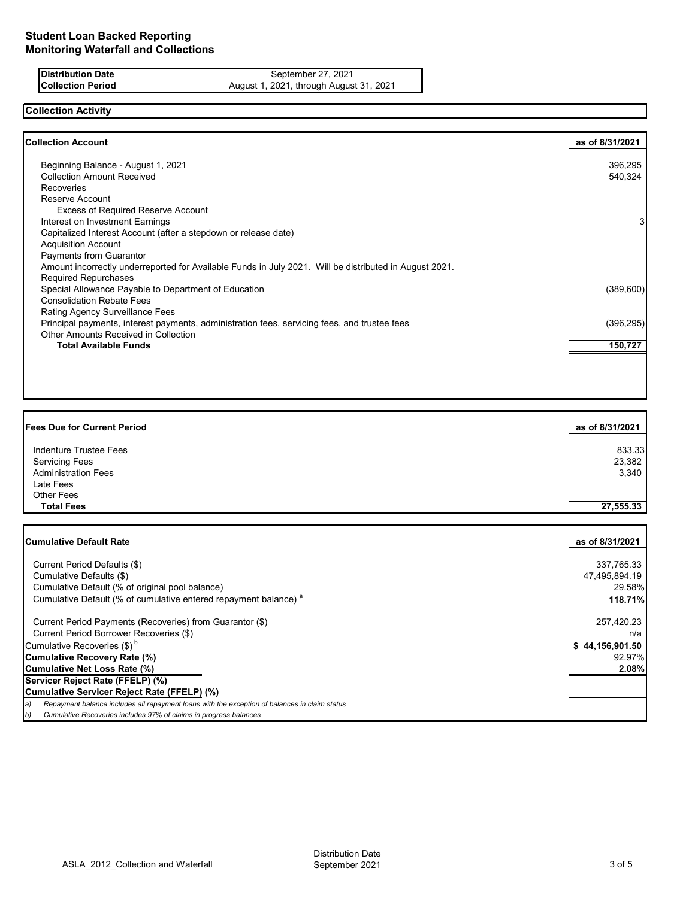# Student Loan Backed Reporting
## Monitoring Waterfall and Collections

| | |
|---|---|
| **Distribution Date** | September 27, 2021 |
| **Collection Period** | August 1, 2021, through August 31, 2021 |

## Collection Activity

| **Collection Account** | **as of 8/31/2021** |
|---|---|
| Beginning Balance - August 1, 2021 | 396,295 |
| Collection Amount Received | 540,324 |
| Recoveries | |
| Reserve Account | |
| Excess of Required Reserve Account | |
| Interest on Investment Earnings | 3 |
| Capitalized Interest Account (after a stepdown or release date) | |
| Acquisition Account | |
| Payments from Guarantor | |
| Amount incorrectly underreported for Available Funds in July 2021. Will be distributed in August 2021. | |
| Required Repurchases | |
| Special Allowance Payable to Department of Education | (389,600) |
| Consolidation Rebate Fees | |
| Rating Agency Surveillance Fees | |
| Principal payments, interest payments, administration fees, servicing fees, and trustee fees | (396,295) |
| Other Amounts Received in Collection | |
| **Total Available Funds** | **150,727** |

| **Fees Due for Current Period** | **as of 8/31/2021** |
|---|---|
| Indenture Trustee Fees | 833.33 |
| Servicing Fees | 23,382 |
| Administration Fees | 3,340 |
| Late Fees | |
| Other Fees | |
| **Total Fees** | **27,555.33** |

| **Cumulative Default Rate** | **as of 8/31/2021** |
|---|---|
| Current Period Defaults ($) | 337,765.33 |
| Cumulative Defaults ($) | 47,495,894.19 |
| Cumulative Default (% of original pool balance) | 29.58% |
| Cumulative Default (% of cumulative entered repayment balance) [a] | **118.71%** |
| Current Period Payments (Recoveries) from Guarantor ($) | 257,420.23 |
| Current Period Borrower Recoveries ($) | n/a |
| Cumulative Recoveries ($) [b] | **$ 44,156,901.50** |
| **Cumulative Recovery Rate (%)** | 92.97% |
| **Cumulative Net Loss Rate (%)** | **2.08%** |
| **Servicer Reject Rate (FFELP) (%)** | |
| **Cumulative Servicer Reject Rate (FFELP) (%)** | |

*a) Repayment balance includes all repayment loans with the exception of balances in claim status*

*b) Cumulative Recoveries includes 97% of claims in progress balances*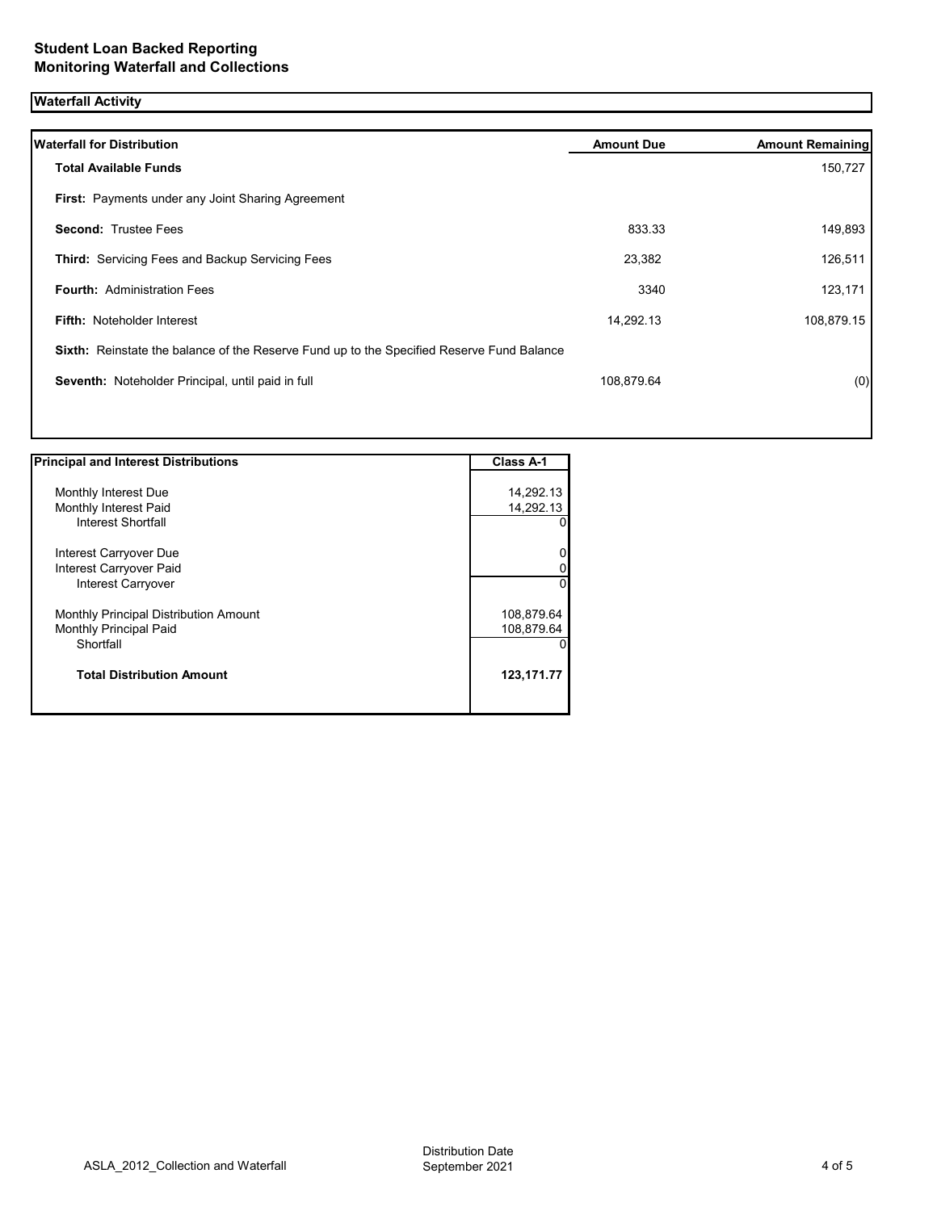## Student Loan Backed Reporting
## Monitoring Waterfall and Collections

### Waterfall Activity

| Waterfall for Distribution | Amount Due | Amount Remaining |
|---|---|---|
| **Total Available Funds** | | 150,727 |
| **First:** Payments under any Joint Sharing Agreement | | |
| **Second:** Trustee Fees | 833.33 | 149,893 |
| **Third:** Servicing Fees and Backup Servicing Fees | 23,382 | 126,511 |
| **Fourth:** Administration Fees | 3340 | 123,171 |
| **Fifth:** Noteholder Interest | 14,292.13 | 108,879.15 |
| **Sixth:** Reinstate the balance of the Reserve Fund up to the Specified Reserve Fund Balance | | |
| **Seventh:** Noteholder Principal, until paid in full | 108,879.64 | (0) |

| Principal and Interest Distributions | Class A-1 |
|---|---|
| Monthly Interest Due | 14,292.13 |
| Monthly Interest Paid | 14,292.13 |
| Interest Shortfall | 0 |
| Interest Carryover Due | 0 |
| Interest Carryover Paid | 0 |
| Interest Carryover | 0 |
| Monthly Principal Distribution Amount | 108,879.64 |
| Monthly Principal Paid | 108,879.64 |
| Shortfall | 0 |
| **Total Distribution Amount** | **123,171.77** |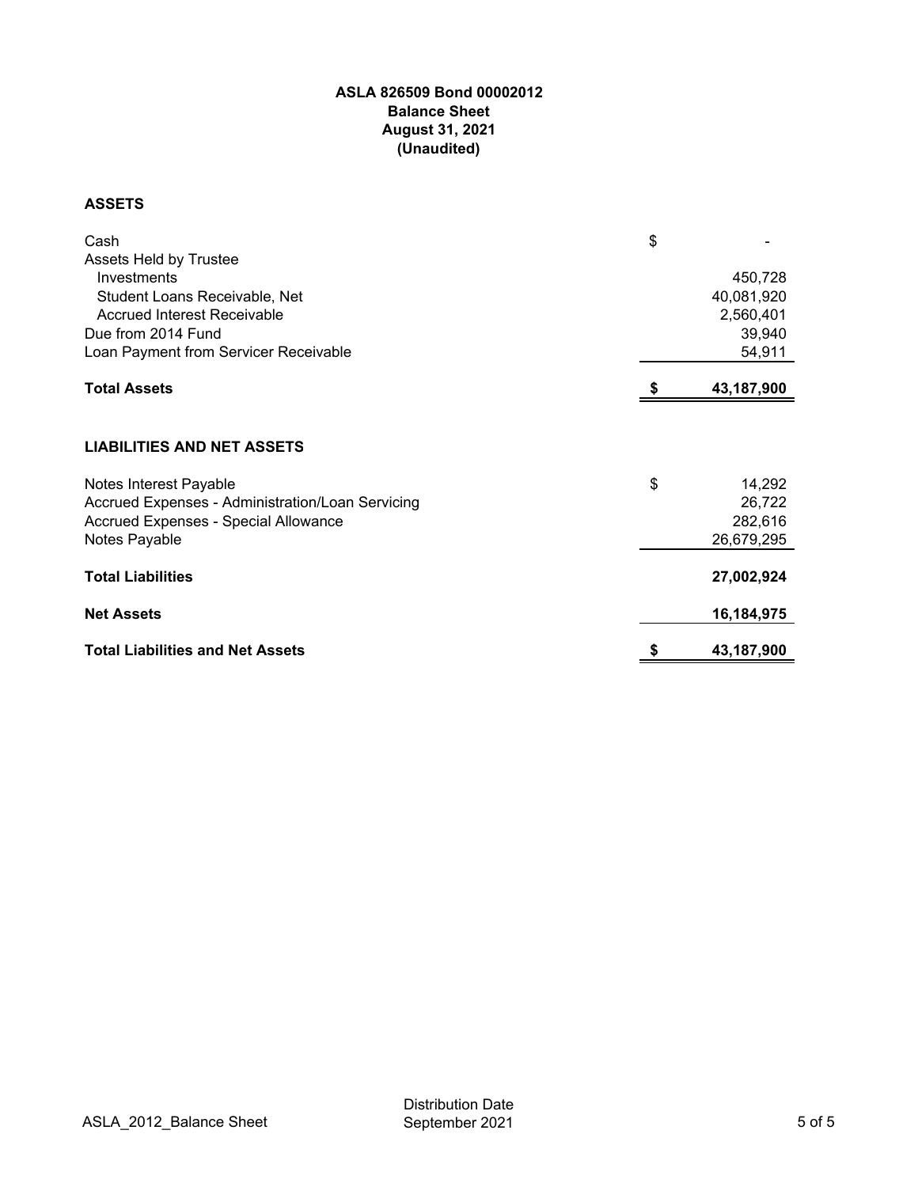**ASLA 826509 Bond 00002012**
**Balance Sheet**
**August 31, 2021**
**(Unaudited)**

## ASSETS

| | | |
|---|---|---|
| Cash | $ | - |
| Assets Held by Trustee | | |
| Investments | | 450,728 |
| Student Loans Receivable, Net | | 40,081,920 |
| Accrued Interest Receivable | | 2,560,401 |
| Due from 2014 Fund | | 39,940 |
| Loan Payment from Servicer Receivable | | 54,911 |
| **Total Assets** | **$** | **43,187,900** |

## LIABILITIES AND NET ASSETS

| | | |
|---|---|---|
| Notes Interest Payable | $ | 14,292 |
| Accrued Expenses - Administration/Loan Servicing | | 26,722 |
| Accrued Expenses - Special Allowance | | 282,616 |
| Notes Payable | | 26,679,295 |
| **Total Liabilities** | | **27,002,924** |
| **Net Assets** | | **16,184,975** |
| **Total Liabilities and Net Assets** | **$** | **43,187,900** |

ASLA_2012_Balance Sheet

Distribution Date
September 2021